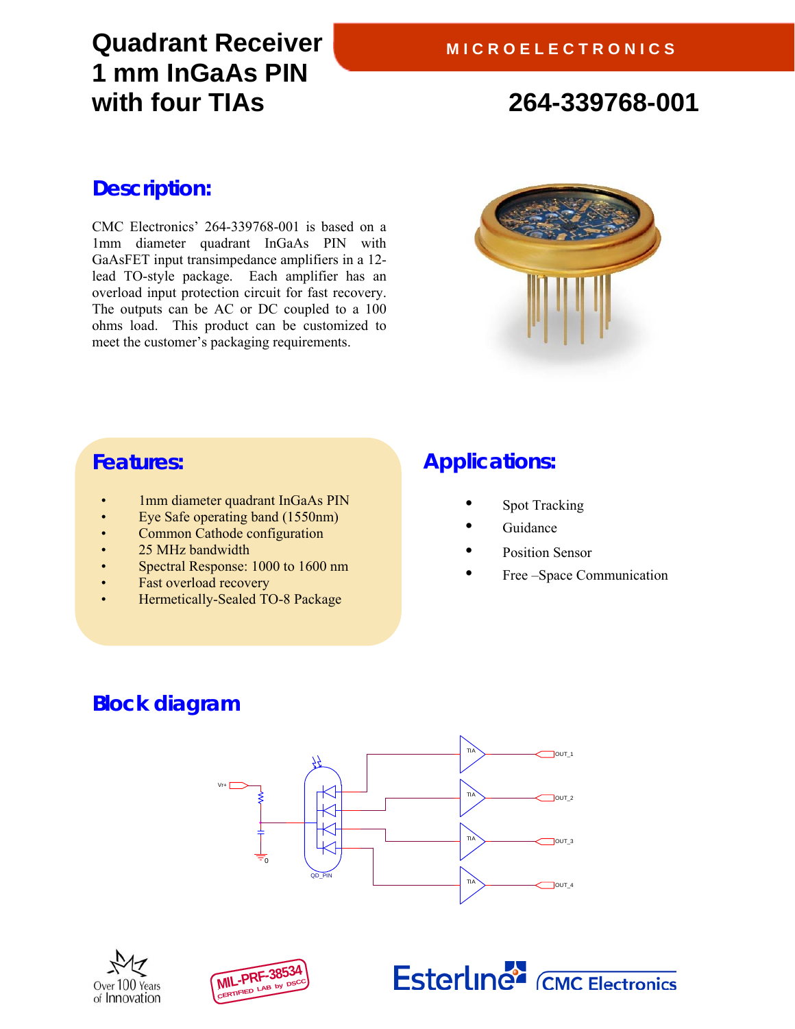# Quadrant Receiver 1 mm InGaAs PIN with four TIAs

MICROELECTRONICS

## 264-339768-001

## Description:

CMC Electronics' 264-339768-001 is based on a 1mm diameter quadrant InGaAs PIN with GaAsFET input transimpedance amplifiers in a 12-lead TO-style package. Each amplifier has an overload input protection circuit for fast recovery. The outputs can be AC or DC coupled to a 100 ohms load. This product can be customized to meet the customer's packaging requirements.

## Features:

- 1mm diameter quadrant InGaAs PIN
- Eye Safe operating band (1550nm)
- Common Cathode configuration
- 25 MHz bandwidth
- Spectral Response: 1000 to 1600 nm
- Fast overload recovery
- Hermetically-Sealed TO-8 Package

## Applications:

- Spot Tracking
- Guidance
- Position Sensor
- Free –Space Communication

## Block diagram

Over 100 Years of Innovation

MIL-PRF-38534 CERTIFIED LAB by DSCC

Esterline | CMC Electronics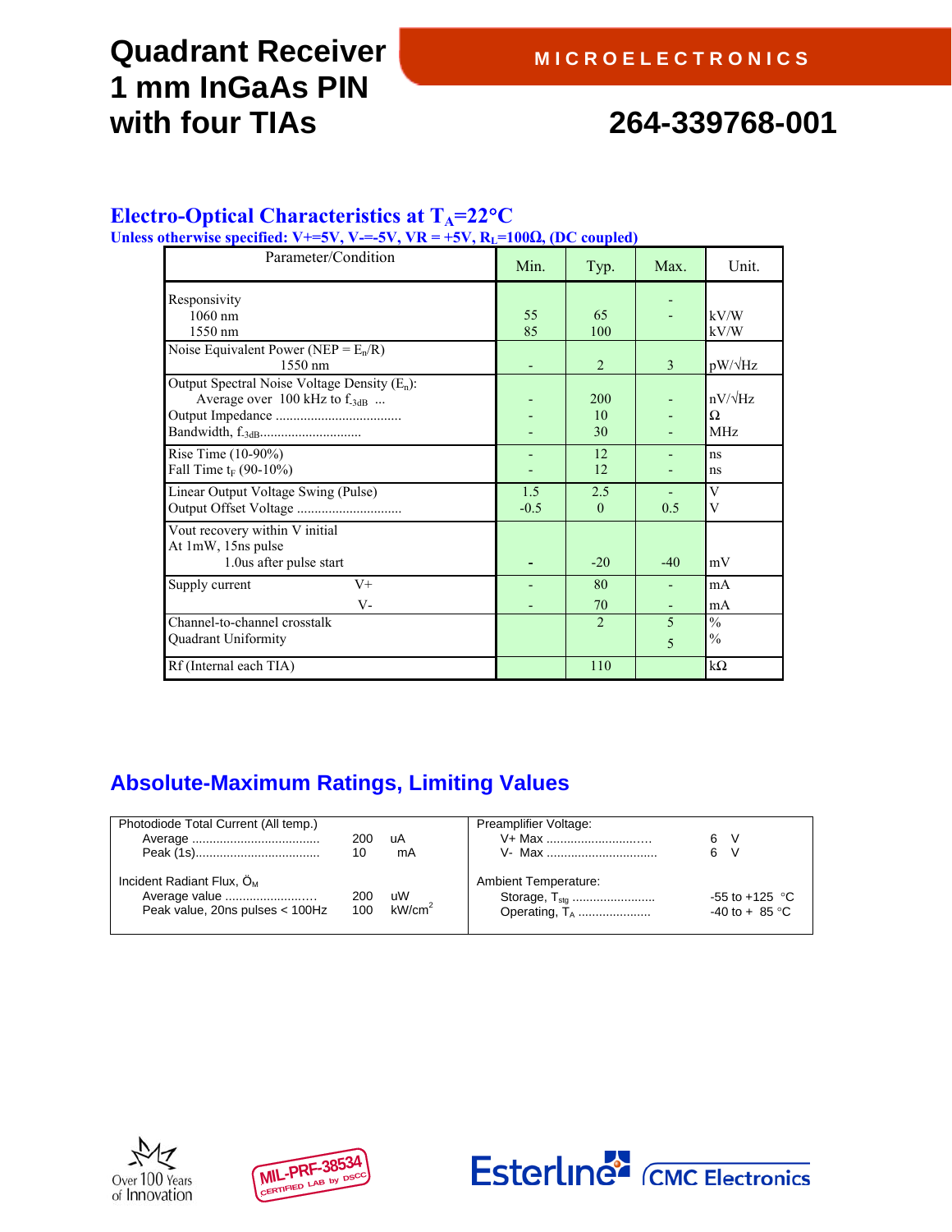# Quadrant Receiver 1 mm InGaAs PIN with four TIAs

MICROELECTRONICS

# 264-339768-001

## Electro-Optical Characteristics at $T_A$=22°C

**Unless otherwise specified: V+=5V, V-=-5V, VR = +5V, $R_L$=100Ω, (DC coupled)**

| Parameter/Condition | Min. | Typ. | Max. | Unit. |
|---|---|---|---|---|
| Responsivity | | | - | |
| 1060 nm | 55 | 65 | - | kV/W |
| 1550 nm | 85 | 100 | | kV/W |
| Noise Equivalent Power (NEP = $E_n$/R) 1550 nm | - | 2 | 3 | pW/√Hz |
| Output Spectral Noise Voltage Density ($E_n$): Average over 100 kHz to $f_{3dB}$ ... | - | 200 | - | nV/√Hz |
| Output Impedance .................................... | - | 10 | - | Ω |
| Bandwidth, $f_{-3dB}$............................. | - | 30 | - | MHz |
| Rise Time (10-90%) | - | 12 | - | ns |
| Fall Time $t_F$ (90-10%) | - | 12 | - | ns |
| Linear Output Voltage Swing (Pulse) | 1.5 | 2.5 | - | V |
| Output Offset Voltage .............................. | -0.5 | 0 | 0.5 | V |
| Vout recovery within V initial At 1mW, 15ns pulse 1.0us after pulse start | - | -20 | -40 | mV |
| Supply current V+ | - | 80 | - | mA |
| V- | - | 70 | - | mA |
| Channel-to-channel crosstalk | | 2 | 5 | % |
| Quadrant Uniformity | | | 5 | % |
| Rf (Internal each TIA) | | 110 | | kΩ |

## Absolute-Maximum Ratings, Limiting Values

| Parameter | Value | Unit | Parameter | Value |
|---|---|---|---|---|
| Photodiode Total Current (All temp.) | | | Preamplifier Voltage: | |
| Average .................................... | 200 | uA | V+ Max ............................ | 6 V |
| Peak (1s).................................... | 10 | mA | V- Max ............................... | 6 V |
| Incident Radiant Flux, $Ö_M$ | | | Ambient Temperature: | |
| Average value ......................... | 200 | uW | Storage, $T_{stg}$ ........................ | -55 to +125 °C |
| Peak value, 20ns pulses < 100Hz | 100 | kW/cm$^2$ | Operating, $T_A$ ..................... | -40 to + 85 °C |

Over 100 Years of Innovation

MIL-PRF-38534 CERTIFIED LAB by DSCC

Esterline CMC Electronics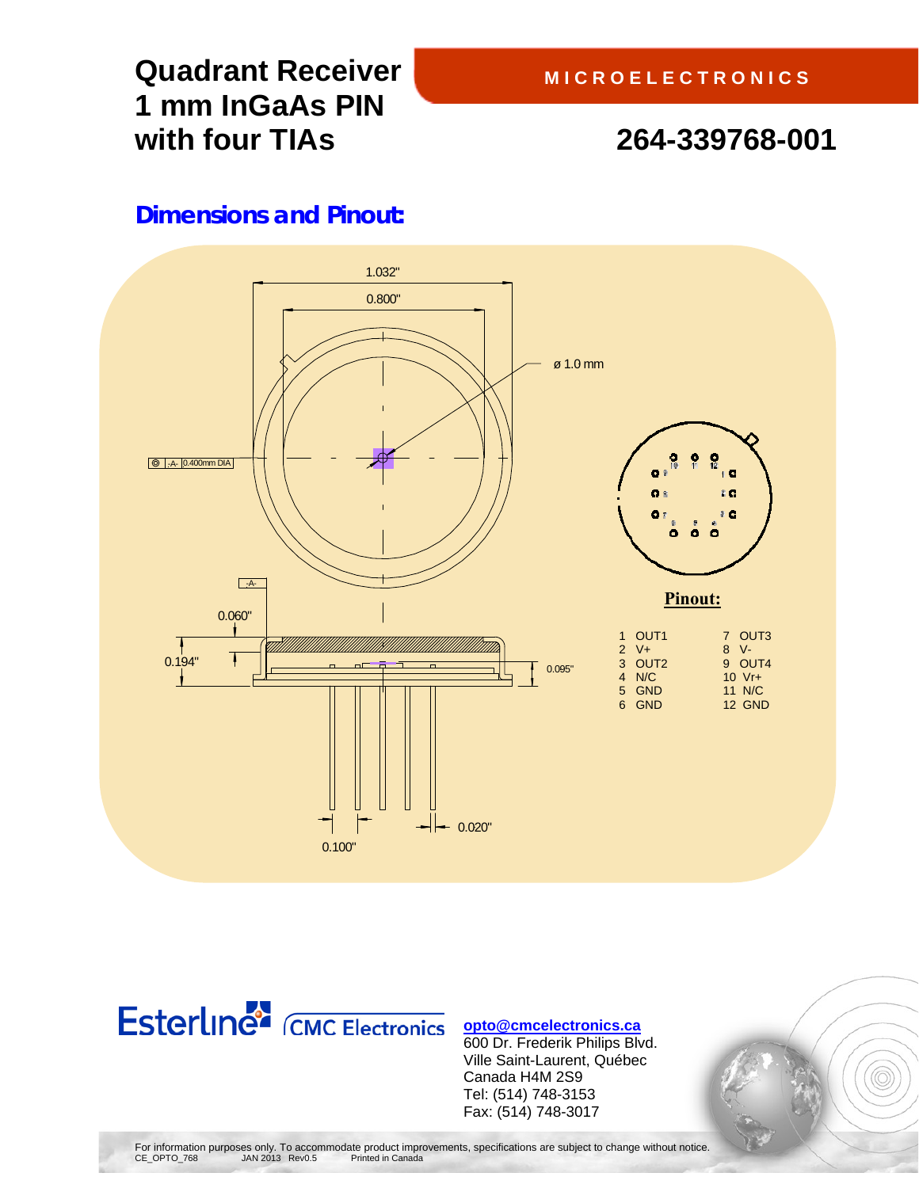# Quadrant Receiver 1 mm InGaAs PIN with four TIAs

MICROELECTRONICS

**264-339768-001**

## Dimensions and Pinout:

1.032"

0.800"

ø 1.0 mm

◎ -A- 0.400mm DIA

-A-

0.060"

0.194"

0.095"

0.020"

0.100"

**Pinout:**

| | |
|---|---|
| 1 OUT1 | 7 OUT3 |
| 2 V+ | 8 V- |
| 3 OUT2 | 9 OUT4 |
| 4 N/C | 10 Vr+ |
| 5 GND | 11 N/C |
| 6 GND | 12 GND |

Esterline CMC Electronics

opto@cmcelectronics.ca
600 Dr. Frederik Philips Blvd.
Ville Saint-Laurent, Québec
Canada H4M 2S9
Tel: (514) 748-3153
Fax: (514) 748-3017

For information purposes only. To accommodate product improvements, specifications are subject to change without notice.
CE_OPTO_768 JAN 2013 Rev0.5 Printed in Canada